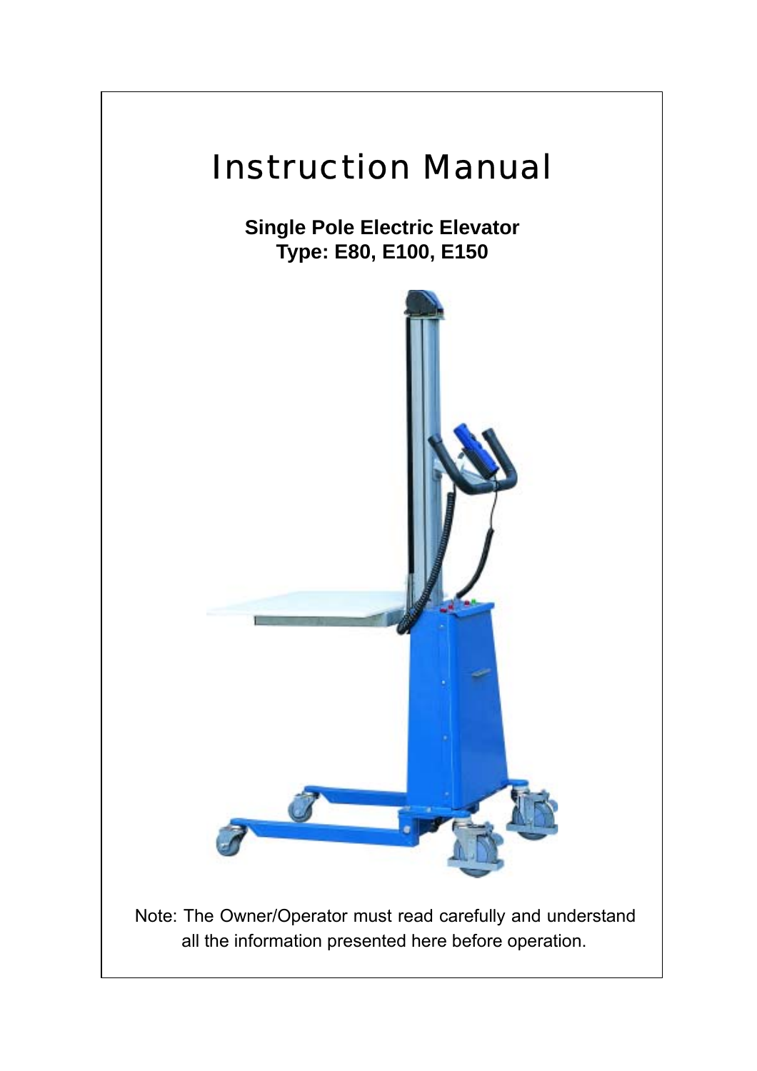# Instruction Manual

**Single Pole Electric Elevator**
**Type: E80, E100, E150**

Note: The Owner/Operator must read carefully and understand all the information presented here before operation.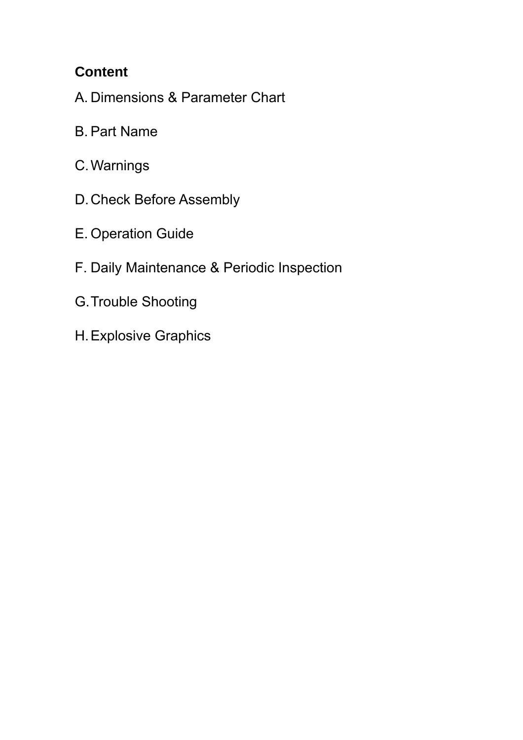**Content**

A. Dimensions & Parameter Chart

B. Part Name

C. Warnings

D. Check Before Assembly

E. Operation Guide

F. Daily Maintenance & Periodic Inspection

G. Trouble Shooting

H. Explosive Graphics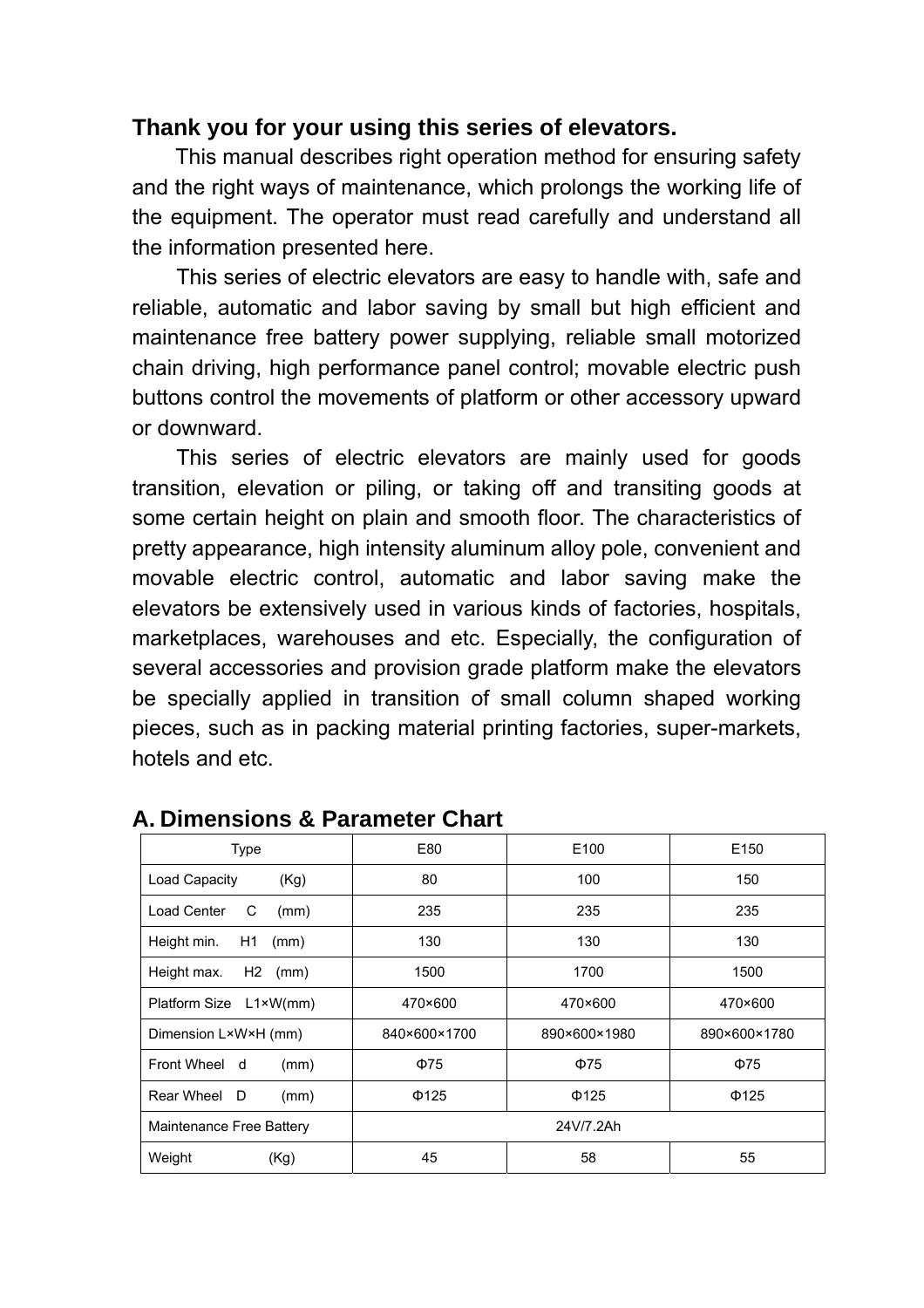**Thank you for your using this series of elevators.**

This manual describes right operation method for ensuring safety and the right ways of maintenance, which prolongs the working life of the equipment. The operator must read carefully and understand all the information presented here.

This series of electric elevators are easy to handle with, safe and reliable, automatic and labor saving by small but high efficient and maintenance free battery power supplying, reliable small motorized chain driving, high performance panel control; movable electric push buttons control the movements of platform or other accessory upward or downward.

This series of electric elevators are mainly used for goods transition, elevation or piling, or taking off and transiting goods at some certain height on plain and smooth floor. The characteristics of pretty appearance, high intensity aluminum alloy pole, convenient and movable electric control, automatic and labor saving make the elevators be extensively used in various kinds of factories, hospitals, marketplaces, warehouses and etc. Especially, the configuration of several accessories and provision grade platform make the elevators be specially applied in transition of small column shaped working pieces, such as in packing material printing factories, super-markets, hotels and etc.

## A. Dimensions & Parameter Chart

| Type | E80 | E100 | E150 |
|---|---|---|---|
| Load Capacity (Kg) | 80 | 100 | 150 |
| Load Center C (mm) | 235 | 235 | 235 |
| Height min. H1 (mm) | 130 | 130 | 130 |
| Height max. H2 (mm) | 1500 | 1700 | 1500 |
| Platform Size L1×W(mm) | 470×600 | 470×600 | 470×600 |
| Dimension L×W×H (mm) | 840×600×1700 | 890×600×1980 | 890×600×1780 |
| Front Wheel d (mm) | Φ75 | Φ75 | Φ75 |
| Rear Wheel D (mm) | Φ125 | Φ125 | Φ125 |
| Maintenance Free Battery | 24V/7.2Ah | | |
| Weight (Kg) | 45 | 58 | 55 |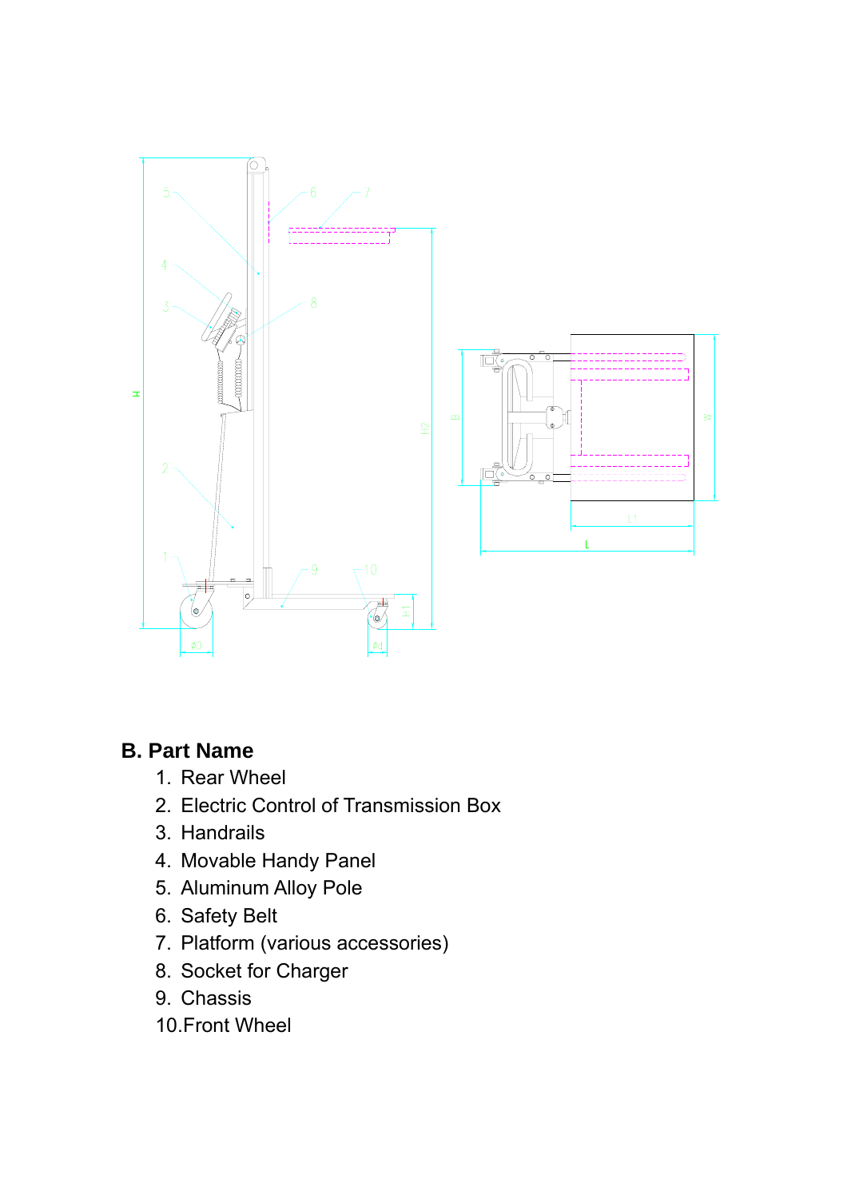## B. Part Name

1. Rear Wheel
2. Electric Control of Transmission Box
3. Handrails
4. Movable Handy Panel
5. Aluminum Alloy Pole
6. Safety Belt
7. Platform (various accessories)
8. Socket for Charger
9. Chassis
10. Front Wheel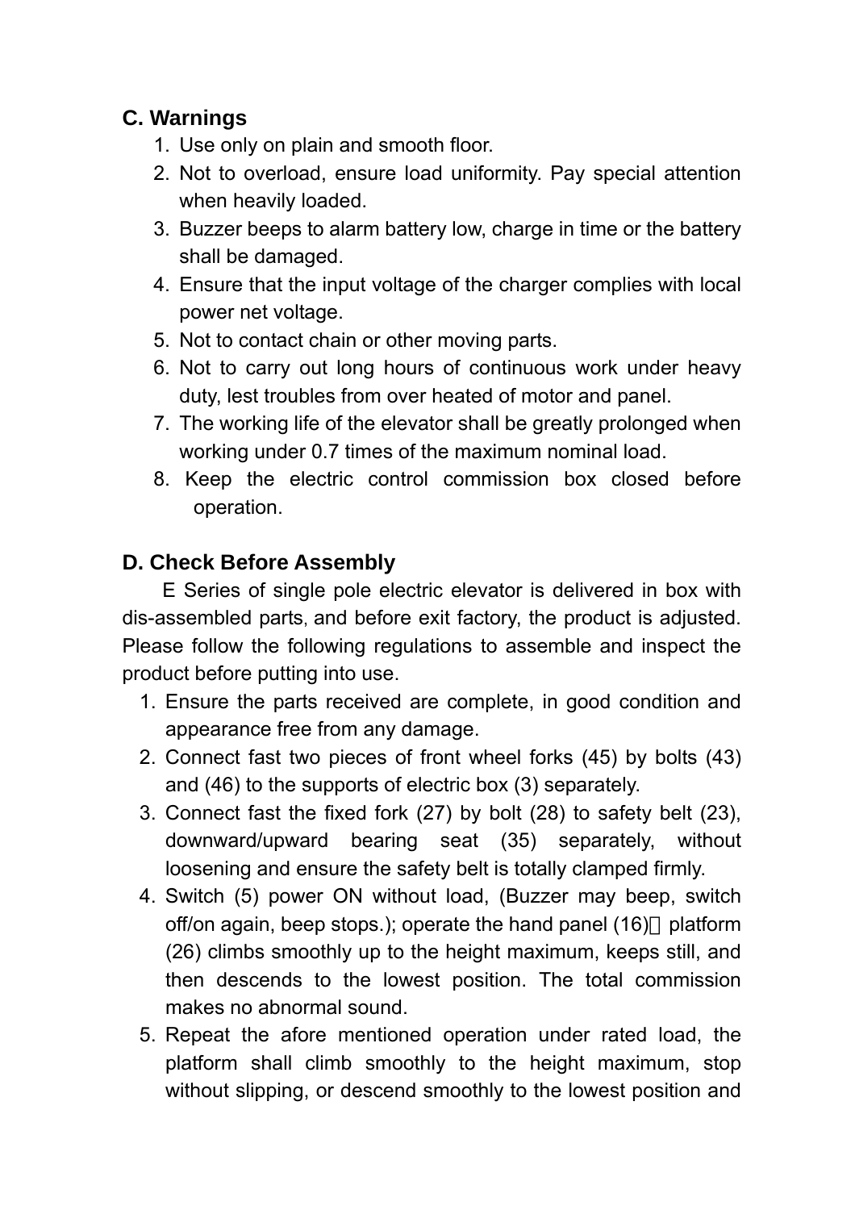## C. Warnings

1. Use only on plain and smooth floor.
2. Not to overload, ensure load uniformity. Pay special attention when heavily loaded.
3. Buzzer beeps to alarm battery low, charge in time or the battery shall be damaged.
4. Ensure that the input voltage of the charger complies with local power net voltage.
5. Not to contact chain or other moving parts.
6. Not to carry out long hours of continuous work under heavy duty, lest troubles from over heated of motor and panel.
7. The working life of the elevator shall be greatly prolonged when working under 0.7 times of the maximum nominal load.
8. Keep the electric control commission box closed before operation.

## D. Check Before Assembly

E Series of single pole electric elevator is delivered in box with dis-assembled parts, and before exit factory, the product is adjusted. Please follow the following regulations to assemble and inspect the product before putting into use.

1. Ensure the parts received are complete, in good condition and appearance free from any damage.
2. Connect fast two pieces of front wheel forks (45) by bolts (43) and (46) to the supports of electric box (3) separately.
3. Connect fast the fixed fork (27) by bolt (28) to safety belt (23), downward/upward bearing seat (35) separately, without loosening and ensure the safety belt is totally clamped firmly.
4. Switch (5) power ON without load, (Buzzer may beep, switch off/on again, beep stops.); operate the hand panel (16), platform (26) climbs smoothly up to the height maximum, keeps still, and then descends to the lowest position. The total commission makes no abnormal sound.
5. Repeat the afore mentioned operation under rated load, the platform shall climb smoothly to the height maximum, stop without slipping, or descend smoothly to the lowest position and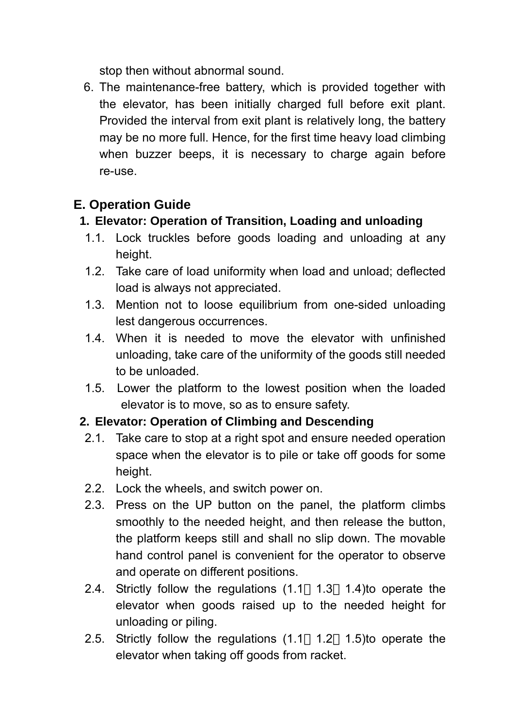stop then without abnormal sound.

6. The maintenance-free battery, which is provided together with the elevator, has been initially charged full before exit plant. Provided the interval from exit plant is relatively long, the battery may be no more full. Hence, for the first time heavy load climbing when buzzer beeps, it is necessary to charge again before re-use.

## E. Operation Guide

### 1. Elevator: Operation of Transition, Loading and unloading

1.1. Lock truckles before goods loading and unloading at any height.

1.2. Take care of load uniformity when load and unload; deflected load is always not appreciated.

1.3. Mention not to loose equilibrium from one-sided unloading lest dangerous occurrences.

1.4. When it is needed to move the elevator with unfinished unloading, take care of the uniformity of the goods still needed to be unloaded.

1.5. Lower the platform to the lowest position when the loaded elevator is to move, so as to ensure safety.

### 2. Elevator: Operation of Climbing and Descending

2.1. Take care to stop at a right spot and ensure needed operation space when the elevator is to pile or take off goods for some height.

2.2. Lock the wheels, and switch power on.

2.3. Press on the UP button on the panel, the platform climbs smoothly to the needed height, and then release the button, the platform keeps still and shall no slip down. The movable hand control panel is convenient for the operator to observe and operate on different positions.

2.4. Strictly follow the regulations (1.1、1.3、1.4)to operate the elevator when goods raised up to the needed height for unloading or piling.

2.5. Strictly follow the regulations (1.1、1.2、1.5)to operate the elevator when taking off goods from racket.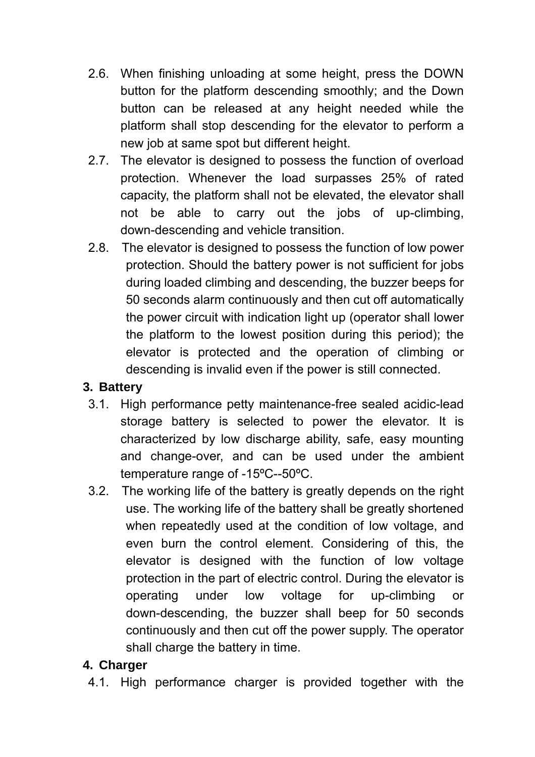2.6. When finishing unloading at some height, press the DOWN button for the platform descending smoothly; and the Down button can be released at any height needed while the platform shall stop descending for the elevator to perform a new job at same spot but different height.

2.7. The elevator is designed to possess the function of overload protection. Whenever the load surpasses 25% of rated capacity, the platform shall not be elevated, the elevator shall not be able to carry out the jobs of up-climbing, down-descending and vehicle transition.

2.8. The elevator is designed to possess the function of low power protection. Should the battery power is not sufficient for jobs during loaded climbing and descending, the buzzer beeps for 50 seconds alarm continuously and then cut off automatically the power circuit with indication light up (operator shall lower the platform to the lowest position during this period); the elevator is protected and the operation of climbing or descending is invalid even if the power is still connected.

## 3. Battery

3.1. High performance petty maintenance-free sealed acidic-lead storage battery is selected to power the elevator. It is characterized by low discharge ability, safe, easy mounting and change-over, and can be used under the ambient temperature range of -15ºC--50ºC.

3.2. The working life of the battery is greatly depends on the right use. The working life of the battery shall be greatly shortened when repeatedly used at the condition of low voltage, and even burn the control element. Considering of this, the elevator is designed with the function of low voltage protection in the part of electric control. During the elevator is operating under low voltage for up-climbing or down-descending, the buzzer shall beep for 50 seconds continuously and then cut off the power supply. The operator shall charge the battery in time.

## 4. Charger

4.1. High performance charger is provided together with the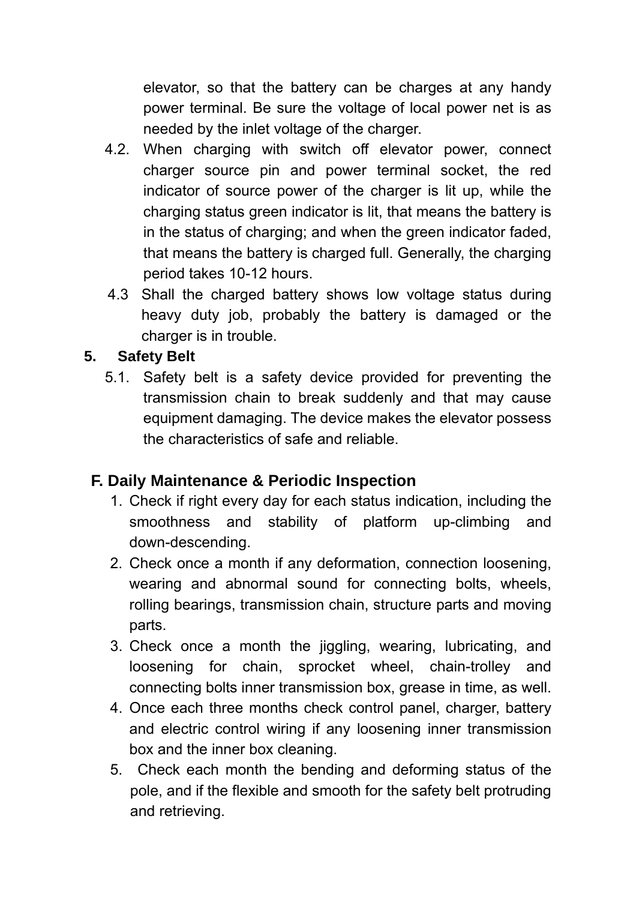elevator, so that the battery can be charges at any handy power terminal. Be sure the voltage of local power net is as needed by the inlet voltage of the charger.

4.2. When charging with switch off elevator power, connect charger source pin and power terminal socket, the red indicator of source power of the charger is lit up, while the charging status green indicator is lit, that means the battery is in the status of charging; and when the green indicator faded, that means the battery is charged full. Generally, the charging period takes 10-12 hours.

4.3 Shall the charged battery shows low voltage status during heavy duty job, probably the battery is damaged or the charger is in trouble.

**5. Safety Belt**

5.1. Safety belt is a safety device provided for preventing the transmission chain to break suddenly and that may cause equipment damaging. The device makes the elevator possess the characteristics of safe and reliable.

## F. Daily Maintenance & Periodic Inspection

1. Check if right every day for each status indication, including the smoothness and stability of platform up-climbing and down-descending.
2. Check once a month if any deformation, connection loosening, wearing and abnormal sound for connecting bolts, wheels, rolling bearings, transmission chain, structure parts and moving parts.
3. Check once a month the jiggling, wearing, lubricating, and loosening for chain, sprocket wheel, chain-trolley and connecting bolts inner transmission box, grease in time, as well.
4. Once each three months check control panel, charger, battery and electric control wiring if any loosening inner transmission box and the inner box cleaning.
5. Check each month the bending and deforming status of the pole, and if the flexible and smooth for the safety belt protruding and retrieving.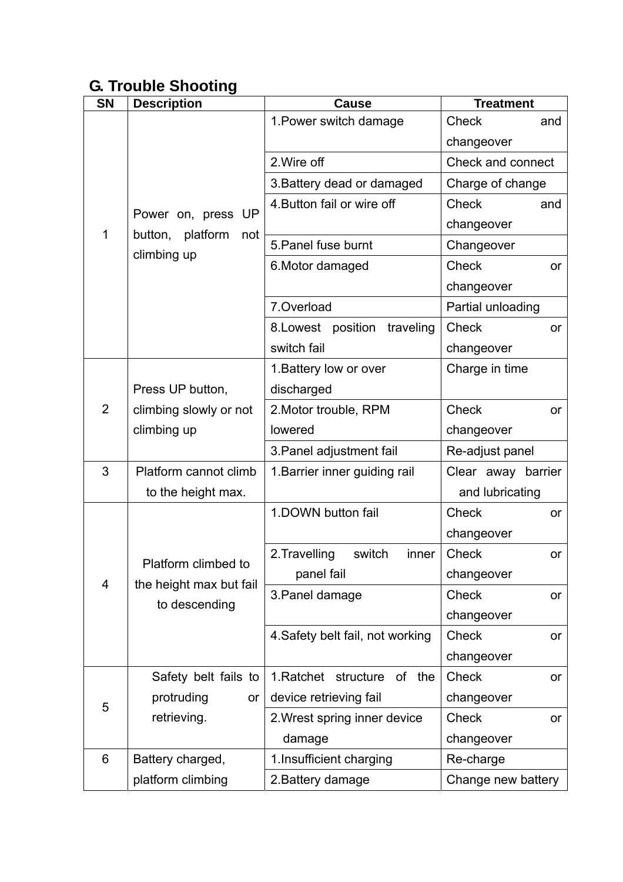## G. Trouble Shooting

| SN | Description | Cause | Treatment |
|---|---|---|---|
| 1 | Power on, press UP button, platform not climbing up | 1.Power switch damage | Check and changeover |
| | | 2.Wire off | Check and connect |
| | | 3.Battery dead or damaged | Charge of change |
| | | 4.Button fail or wire off | Check and changeover |
| | | 5.Panel fuse burnt | Changeover |
| | | 6.Motor damaged | Check or changeover |
| | | 7.Overload | Partial unloading |
| | | 8.Lowest position traveling switch fail | Check or changeover |
| 2 | Press UP button, climbing slowly or not climbing up | 1.Battery low or over discharged | Charge in time |
| | | 2.Motor trouble, RPM lowered | Check or changeover |
| | | 3.Panel adjustment fail | Re-adjust panel |
| 3 | Platform cannot climb to the height max. | 1.Barrier inner guiding rail | Clear away barrier and lubricating |
| 4 | Platform climbed to the height max but fail to descending | 1.DOWN button fail | Check or changeover |
| | | 2.Travelling switch inner panel fail | Check or changeover |
| | | 3.Panel damage | Check or changeover |
| | | 4.Safety belt fail, not working | Check or changeover |
| 5 | Safety belt fails to protruding or retrieving. | 1.Ratchet structure of the device retrieving fail | Check or changeover |
| | | 2.Wrest spring inner device damage | Check or changeover |
| 6 | Battery charged, platform climbing | 1.Insufficient charging | Re-charge |
| | | 2.Battery damage | Change new battery |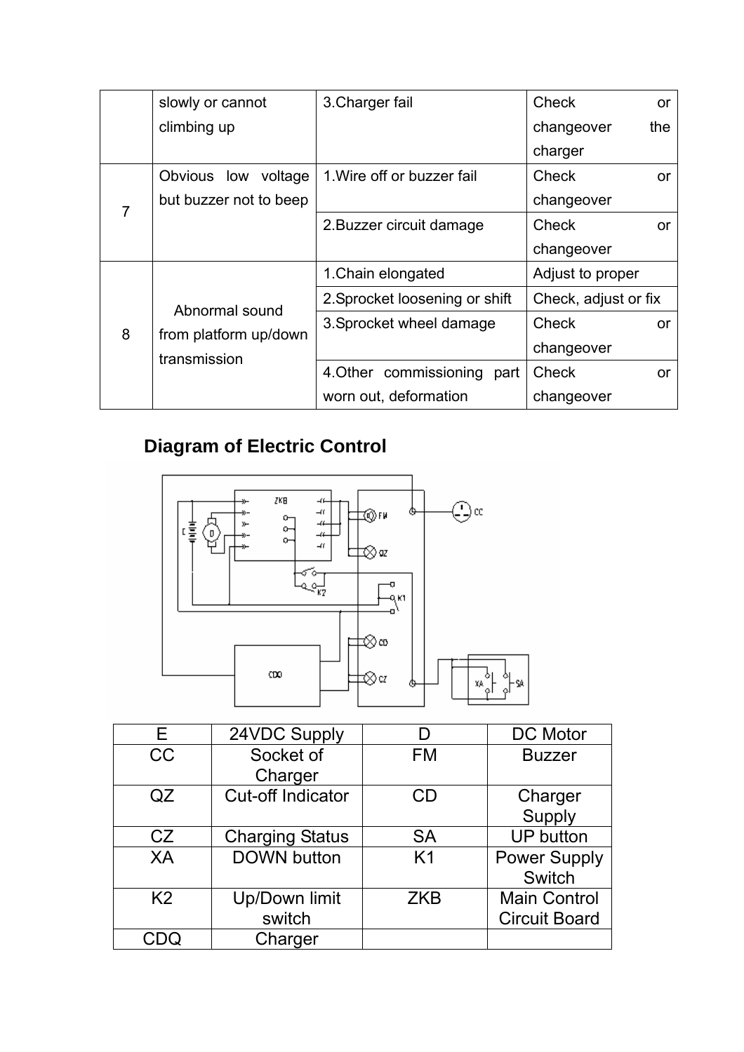| | | | |
|---|---|---|---|
| | slowly or cannot climbing up | 3.Charger fail | Check or changeover the charger |
| 7 | Obvious low voltage but buzzer not to beep | 1.Wire off or buzzer fail | Check or changeover |
| | | 2.Buzzer circuit damage | Check or changeover |
| 8 | Abnormal sound from platform up/down transmission | 1.Chain elongated | Adjust to proper |
| | | 2.Sprocket loosening or shift | Check, adjust or fix |
| | | 3.Sprocket wheel damage | Check or changeover |
| | | 4.Other commissioning part worn out, deformation | Check or changeover |

## Diagram of Electric Control

| E | 24VDC Supply | D | DC Motor |
|---|---|---|---|
| CC | Socket of Charger | FM | Buzzer |
| QZ | Cut-off Indicator | CD | Charger Supply |
| CZ | Charging Status | SA | UP button |
| XA | DOWN button | K1 | Power Supply Switch |
| K2 | Up/Down limit switch | ZKB | Main Control Circuit Board |
| CDQ | Charger | | |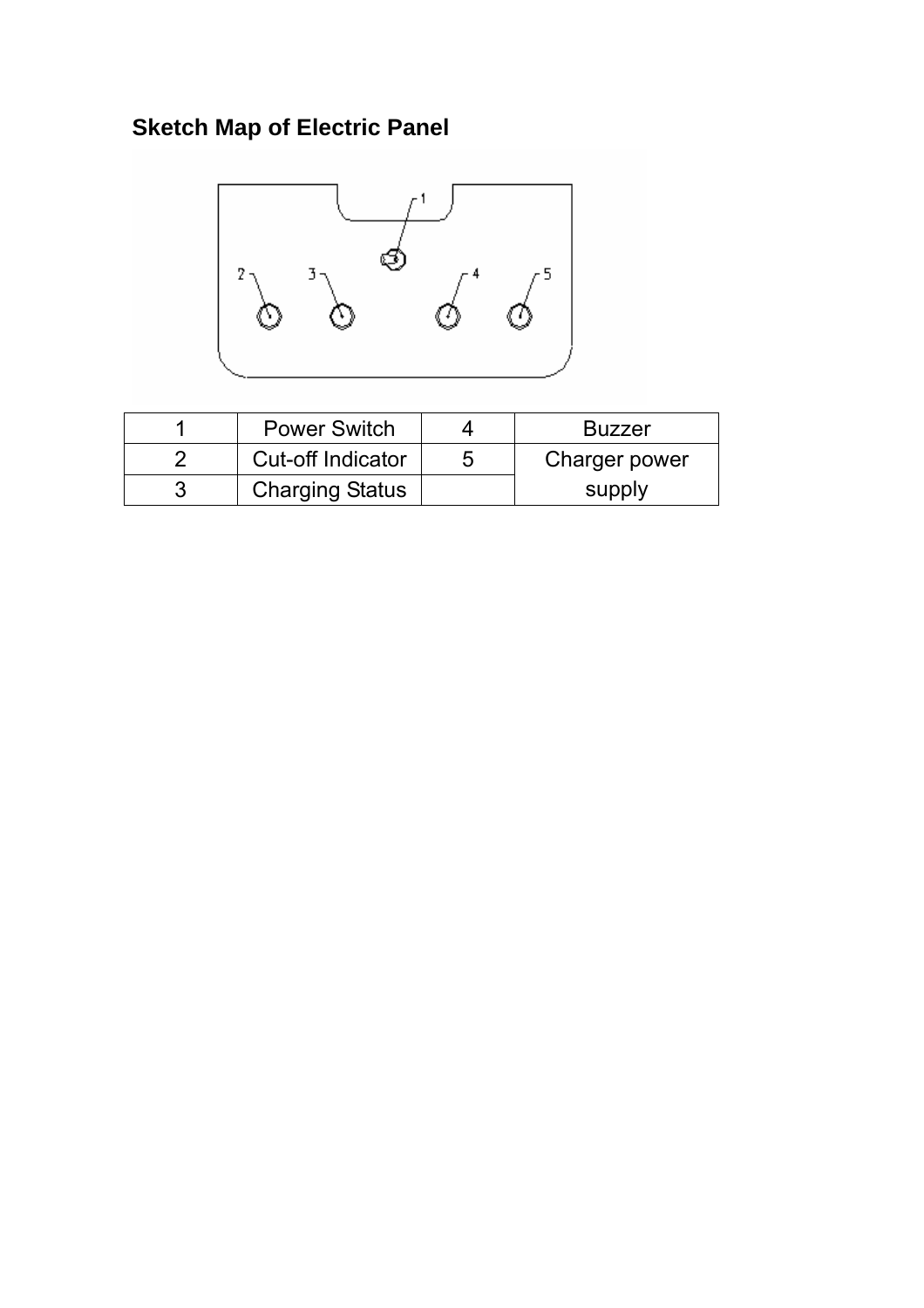## Sketch Map of Electric Panel

| 1 | Power Switch | 4 | Buzzer |
|---|---|---|---|
| 2 | Cut-off Indicator | 5 | Charger power supply |
| 3 | Charging Status | | |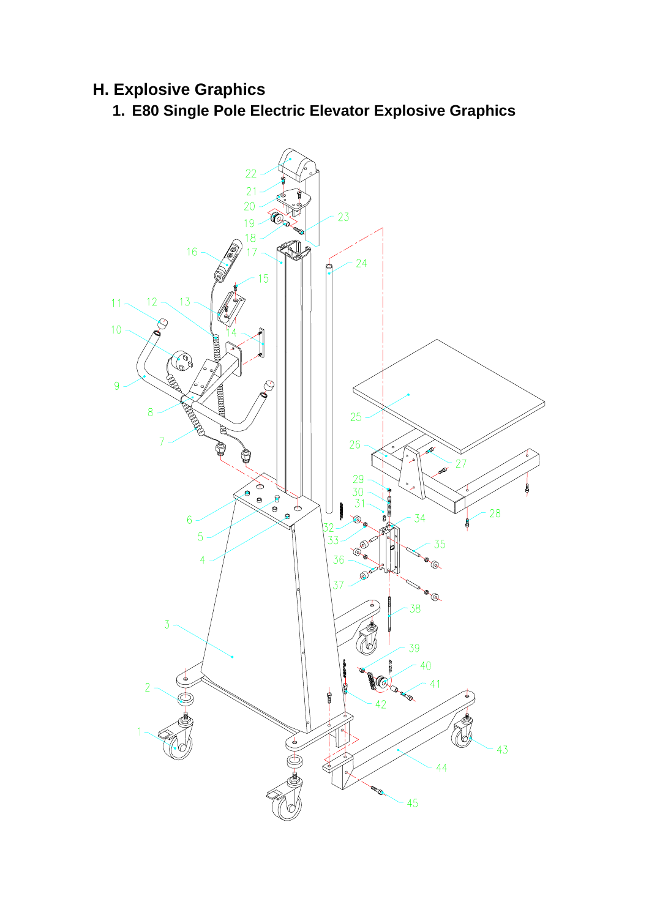## H. Explosive Graphics

### 1. E80 Single Pole Electric Elevator Explosive Graphics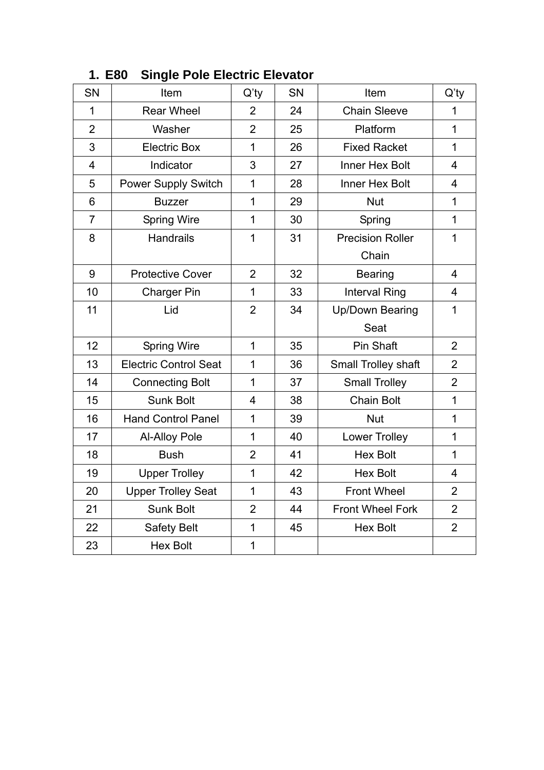## 1. E80　Single Pole Electric Elevator

| SN | Item | Q'ty | SN | Item | Q'ty |
|---|---|---|---|---|---|
| 1 | Rear Wheel | 2 | 24 | Chain Sleeve | 1 |
| 2 | Washer | 2 | 25 | Platform | 1 |
| 3 | Electric Box | 1 | 26 | Fixed Racket | 1 |
| 4 | Indicator | 3 | 27 | Inner Hex Bolt | 4 |
| 5 | Power Supply Switch | 1 | 28 | Inner Hex Bolt | 4 |
| 6 | Buzzer | 1 | 29 | Nut | 1 |
| 7 | Spring Wire | 1 | 30 | Spring | 1 |
| 8 | Handrails | 1 | 31 | Precision Roller Chain | 1 |
| 9 | Protective Cover | 2 | 32 | Bearing | 4 |
| 10 | Charger Pin | 1 | 33 | Interval Ring | 4 |
| 11 | Lid | 2 | 34 | Up/Down Bearing Seat | 1 |
| 12 | Spring Wire | 1 | 35 | Pin Shaft | 2 |
| 13 | Electric Control Seat | 1 | 36 | Small Trolley shaft | 2 |
| 14 | Connecting Bolt | 1 | 37 | Small Trolley | 2 |
| 15 | Sunk Bolt | 4 | 38 | Chain Bolt | 1 |
| 16 | Hand Control Panel | 1 | 39 | Nut | 1 |
| 17 | Al-Alloy Pole | 1 | 40 | Lower Trolley | 1 |
| 18 | Bush | 2 | 41 | Hex Bolt | 1 |
| 19 | Upper Trolley | 1 | 42 | Hex Bolt | 4 |
| 20 | Upper Trolley Seat | 1 | 43 | Front Wheel | 2 |
| 21 | Sunk Bolt | 2 | 44 | Front Wheel Fork | 2 |
| 22 | Safety Belt | 1 | 45 | Hex Bolt | 2 |
| 23 | Hex Bolt | 1 | | | |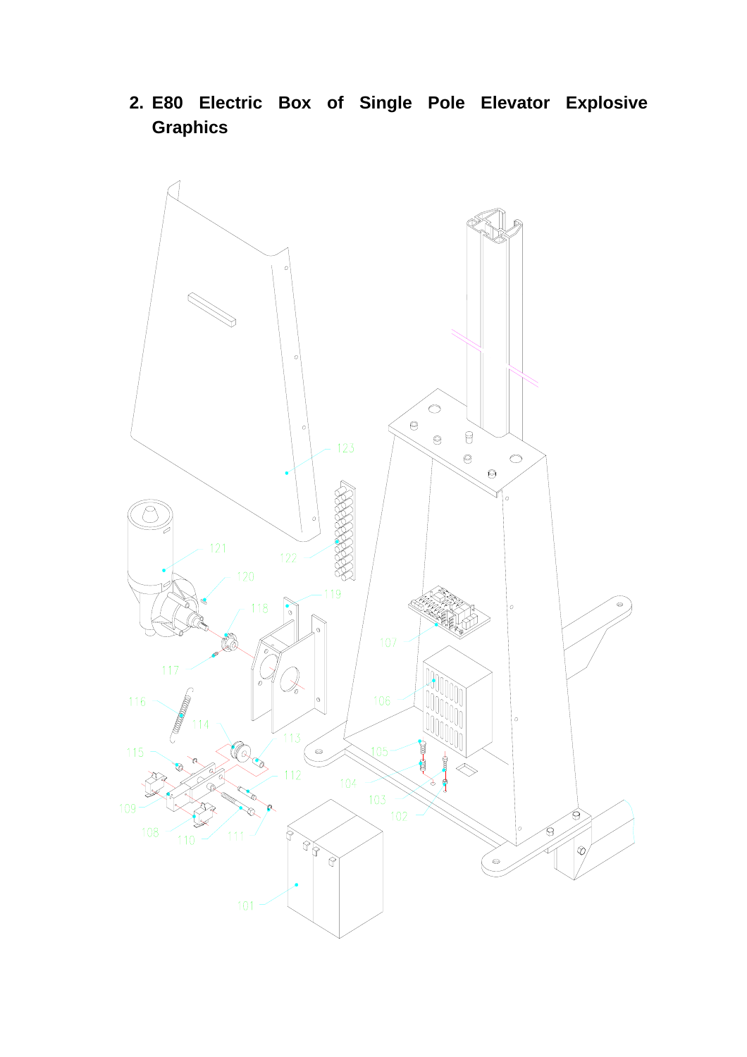## 2. E80 Electric Box of Single Pole Elevator Explosive Graphics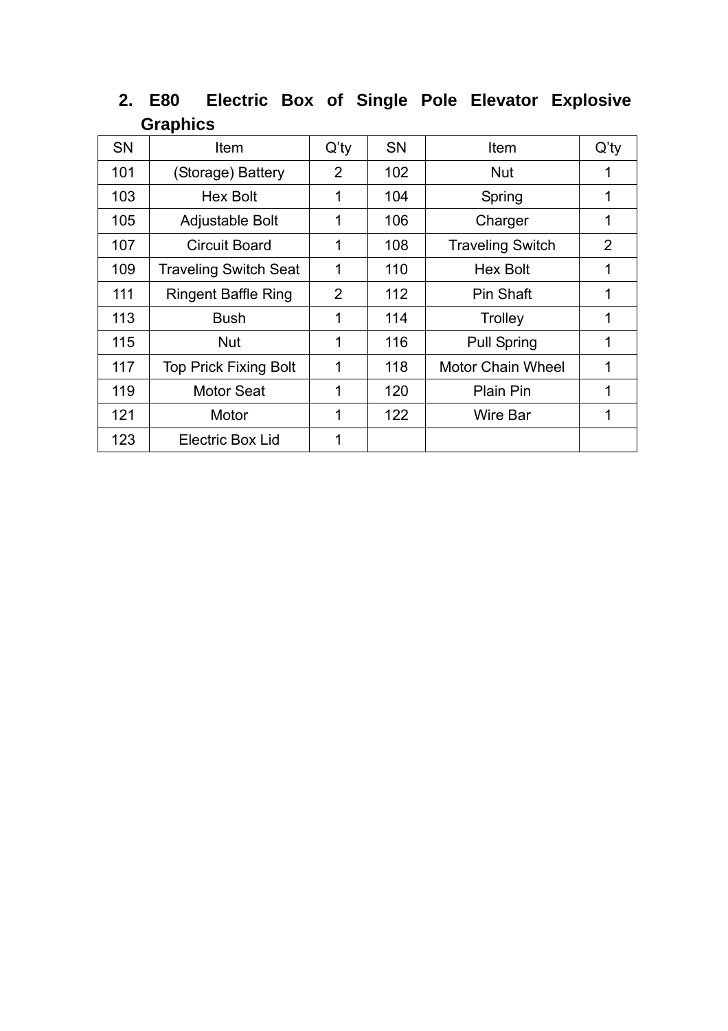## 2. E80 Electric Box of Single Pole Elevator Explosive Graphics

| SN | Item | Q'ty | SN | Item | Q'ty |
|---|---|---|---|---|---|
| 101 | (Storage) Battery | 2 | 102 | Nut | 1 |
| 103 | Hex Bolt | 1 | 104 | Spring | 1 |
| 105 | Adjustable Bolt | 1 | 106 | Charger | 1 |
| 107 | Circuit Board | 1 | 108 | Traveling Switch | 2 |
| 109 | Traveling Switch Seat | 1 | 110 | Hex Bolt | 1 |
| 111 | Ringent Baffle Ring | 2 | 112 | Pin Shaft | 1 |
| 113 | Bush | 1 | 114 | Trolley | 1 |
| 115 | Nut | 1 | 116 | Pull Spring | 1 |
| 117 | Top Prick Fixing Bolt | 1 | 118 | Motor Chain Wheel | 1 |
| 119 | Motor Seat | 1 | 120 | Plain Pin | 1 |
| 121 | Motor | 1 | 122 | Wire Bar | 1 |
| 123 | Electric Box Lid | 1 | | | |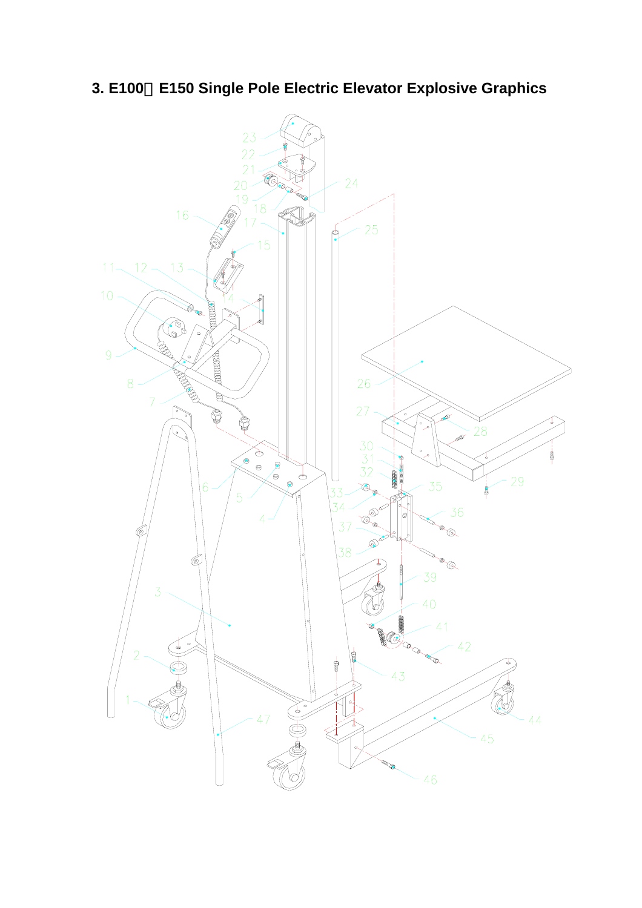### 3. E100、E150 Single Pole Electric Elevator Explosive Graphics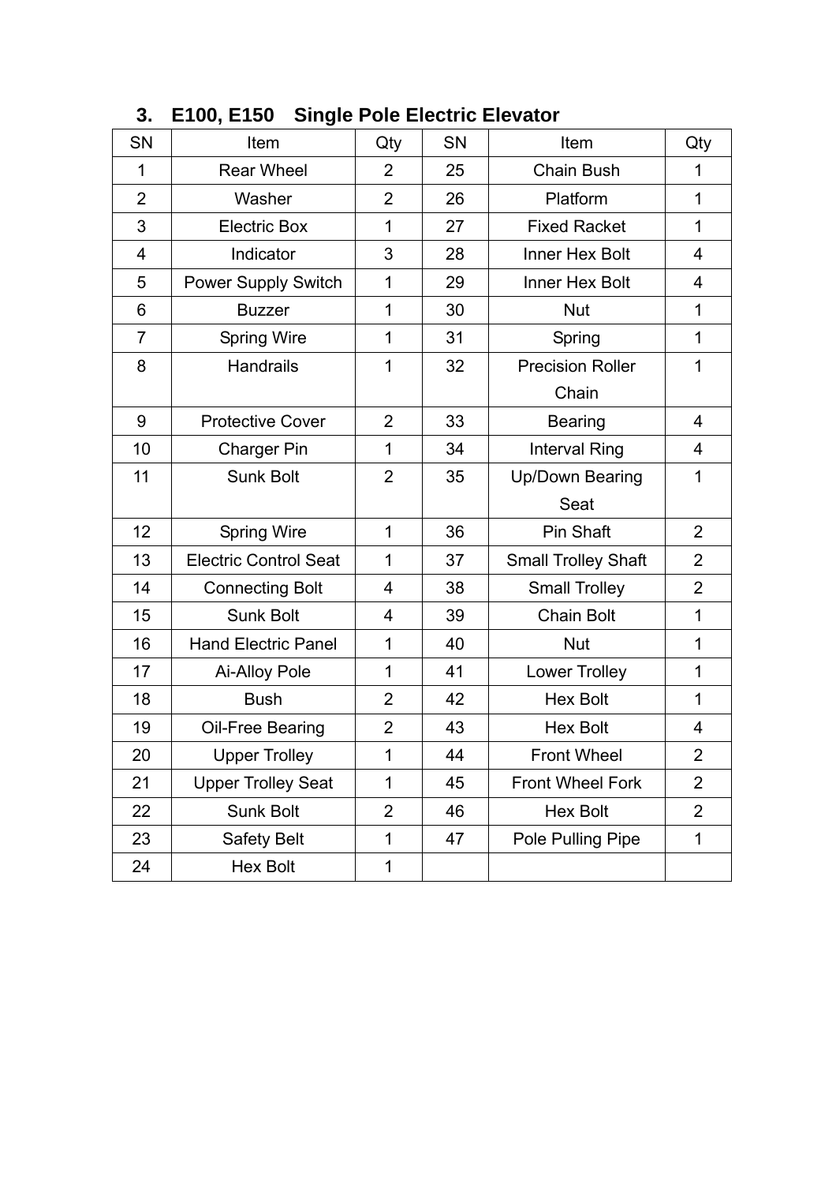### 3. E100, E150 Single Pole Electric Elevator

| SN | Item | Qty | SN | Item | Qty |
|---|---|---|---|---|---|
| 1 | Rear Wheel | 2 | 25 | Chain Bush | 1 |
| 2 | Washer | 2 | 26 | Platform | 1 |
| 3 | Electric Box | 1 | 27 | Fixed Racket | 1 |
| 4 | Indicator | 3 | 28 | Inner Hex Bolt | 4 |
| 5 | Power Supply Switch | 1 | 29 | Inner Hex Bolt | 4 |
| 6 | Buzzer | 1 | 30 | Nut | 1 |
| 7 | Spring Wire | 1 | 31 | Spring | 1 |
| 8 | Handrails | 1 | 32 | Precision Roller Chain | 1 |
| 9 | Protective Cover | 2 | 33 | Bearing | 4 |
| 10 | Charger Pin | 1 | 34 | Interval Ring | 4 |
| 11 | Sunk Bolt | 2 | 35 | Up/Down Bearing Seat | 1 |
| 12 | Spring Wire | 1 | 36 | Pin Shaft | 2 |
| 13 | Electric Control Seat | 1 | 37 | Small Trolley Shaft | 2 |
| 14 | Connecting Bolt | 4 | 38 | Small Trolley | 2 |
| 15 | Sunk Bolt | 4 | 39 | Chain Bolt | 1 |
| 16 | Hand Electric Panel | 1 | 40 | Nut | 1 |
| 17 | Ai-Alloy Pole | 1 | 41 | Lower Trolley | 1 |
| 18 | Bush | 2 | 42 | Hex Bolt | 1 |
| 19 | Oil-Free Bearing | 2 | 43 | Hex Bolt | 4 |
| 20 | Upper Trolley | 1 | 44 | Front Wheel | 2 |
| 21 | Upper Trolley Seat | 1 | 45 | Front Wheel Fork | 2 |
| 22 | Sunk Bolt | 2 | 46 | Hex Bolt | 2 |
| 23 | Safety Belt | 1 | 47 | Pole Pulling Pipe | 1 |
| 24 | Hex Bolt | 1 | | | |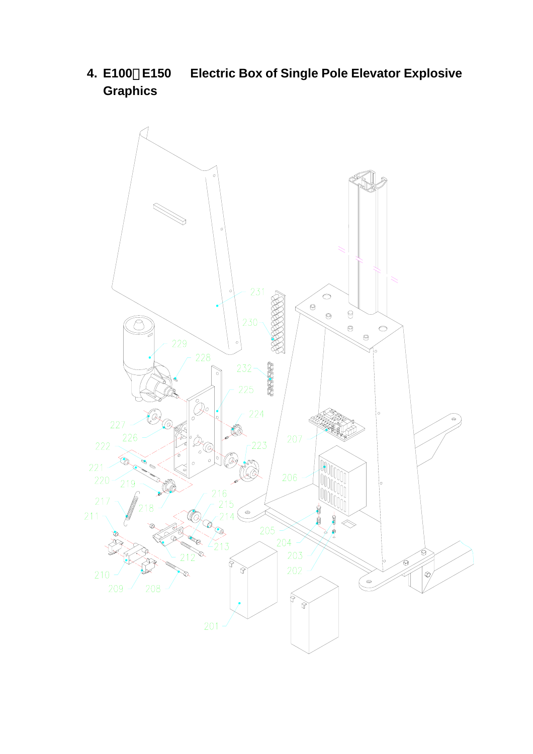# 4. E100、E150 Electric Box of Single Pole Elevator Explosive Graphics

231

230

229

228

232

225

224

227

226

223

222

207

221

220

219

206

216

217

218

215

211

214

205

213

204

212

203

202

210

209

208

201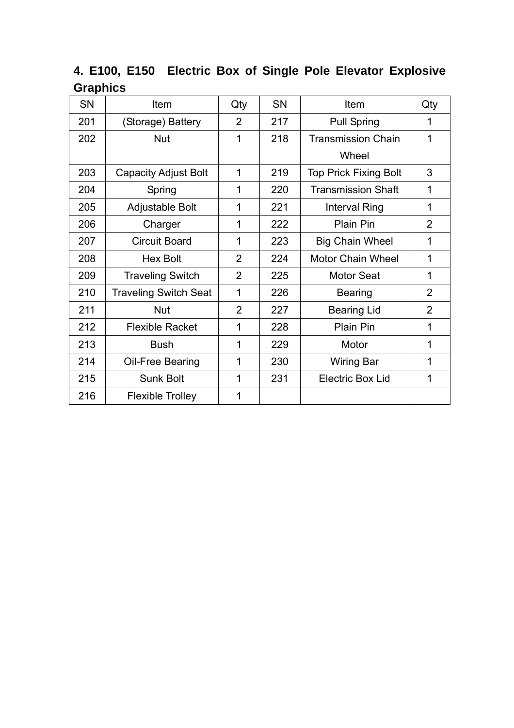## 4. E100, E150 Electric Box of Single Pole Elevator Explosive Graphics

| SN | Item | Qty | SN | Item | Qty |
|---|---|---|---|---|---|
| 201 | (Storage) Battery | 2 | 217 | Pull Spring | 1 |
| 202 | Nut | 1 | 218 | Transmission Chain Wheel | 1 |
| 203 | Capacity Adjust Bolt | 1 | 219 | Top Prick Fixing Bolt | 3 |
| 204 | Spring | 1 | 220 | Transmission Shaft | 1 |
| 205 | Adjustable Bolt | 1 | 221 | Interval Ring | 1 |
| 206 | Charger | 1 | 222 | Plain Pin | 2 |
| 207 | Circuit Board | 1 | 223 | Big Chain Wheel | 1 |
| 208 | Hex Bolt | 2 | 224 | Motor Chain Wheel | 1 |
| 209 | Traveling Switch | 2 | 225 | Motor Seat | 1 |
| 210 | Traveling Switch Seat | 1 | 226 | Bearing | 2 |
| 211 | Nut | 2 | 227 | Bearing Lid | 2 |
| 212 | Flexible Racket | 1 | 228 | Plain Pin | 1 |
| 213 | Bush | 1 | 229 | Motor | 1 |
| 214 | Oil-Free Bearing | 1 | 230 | Wiring Bar | 1 |
| 215 | Sunk Bolt | 1 | 231 | Electric Box Lid | 1 |
| 216 | Flexible Trolley | 1 | | | |